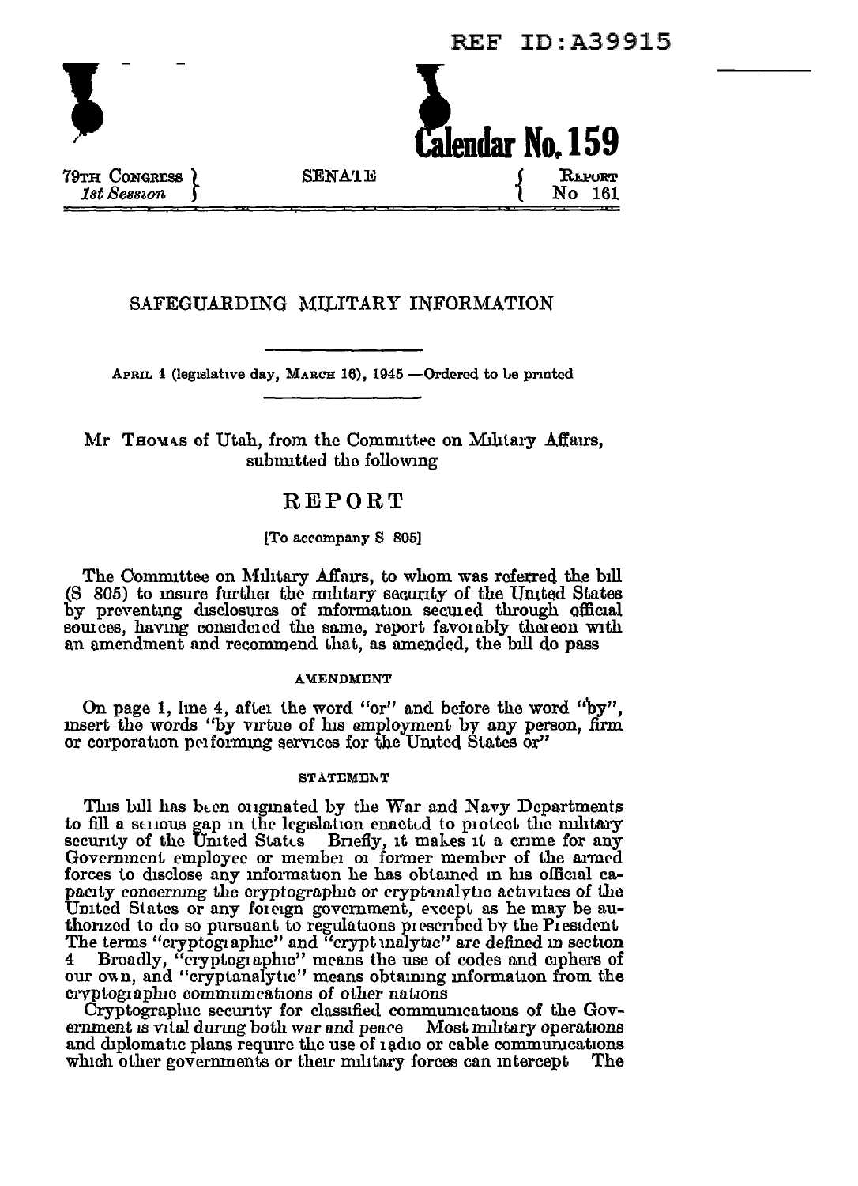REF ID:A39915

**Calendar No. 159**

79TH CONGRESS } SENATE { REPORT
*1st Session* } { No 161

## SAFEGUARDING MILITARY INFORMATION

APRIL 4 (legislative day, MARCH 16), 1945 —Ordered to be printed

Mr THOMAS of Utah, from the Committee on Military Affairs, submitted the following

# REPORT

[To accompany S 805]

The Committee on Military Affairs, to whom was referred the bill (S 805) to insure further the military security of the United States by preventing disclosures of information secured through official sources, having considered the same, report favorably thereon with an amendment and recommend that, as amended, the bill do pass

### AMENDMENT

On page 1, line 4, after the word "or" and before the word "by", insert the words "by virtue of his employment by any person, firm or corporation performing services for the United States or"

### STATEMENT

This bill has been originated by the War and Navy Departments to fill a serious gap in the legislation enacted to protect the military security of the United States Briefly, it makes it a crime for any Government employee or member or former member of the armed forces to disclose any information he has obtained in his official capacity concerning the cryptographic or cryptanalytic activities of the United States or any foreign government, except as he may be authorized to do so pursuant to regulations prescribed by the President The terms "cryptographic" and "cryptanalytic" are defined in section 4 Broadly, "cryptographic" means the use of codes and ciphers of our own, and "cryptanalytic" means obtaining information from the cryptographic communications of other nations

Cryptographic security for classified communications of the Government is vital during both war and peace Most military operations and diplomatic plans require the use of radio or cable communications which other governments or their military forces can intercept The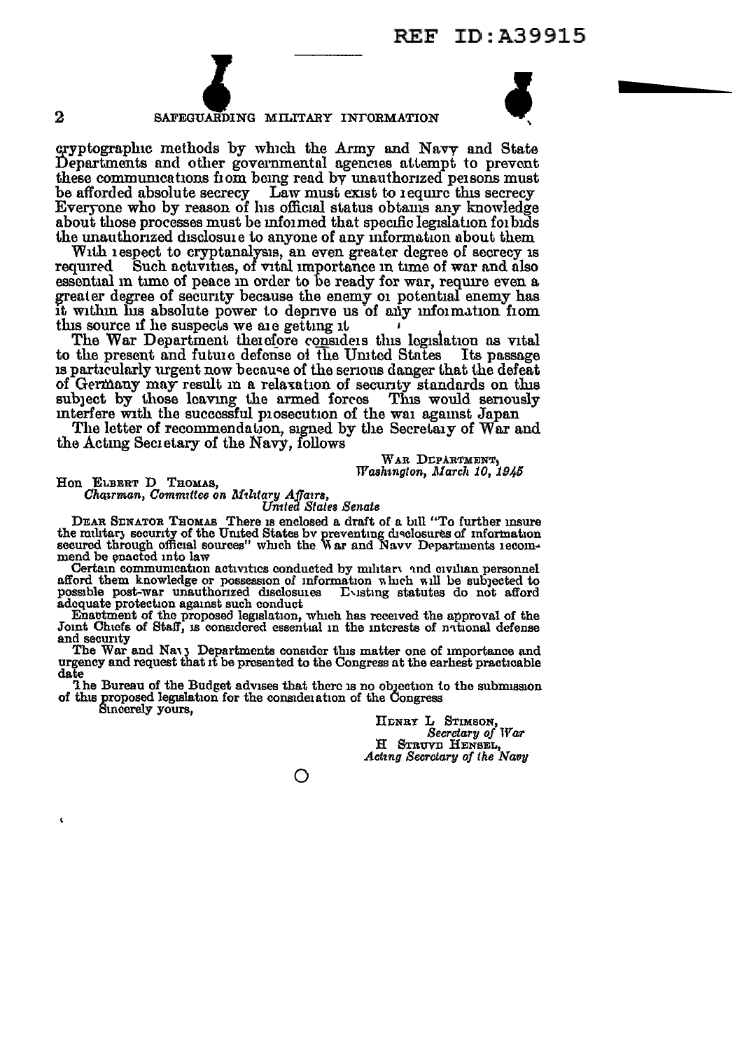cryptographic methods by which the Army and Navy and State Departments and other governmental agencies attempt to prevent these communications from being read by unauthorized persons must be afforded absolute secrecy Law must exist to require this secrecy Everyone who by reason of his official status obtains any knowledge about those processes must be informed that specific legislation forbids the unauthorized disclosure to anyone of any information about them

With respect to cryptanalysis, an even greater degree of secrecy is required Such activities, of vital importance in time of war and also essential in time of peace in order to be ready for war, require even a greater degree of security because the enemy or potential enemy has it within his absolute power to deprive us of any information from this source if he suspects we are getting it

The War Department therefore considers this legislation as vital to the present and future defense of the United States Its passage is particularly urgent now because of the serious danger that the defeat of Germany may result in a relaxation of security standards on this subject by those leaving the armed forces This would seriously interfere with the successful prosecution of the war against Japan

The letter of recommendation, signed by the Secretary of War and the Acting Secretary of the Navy, follows

WAR DEPARTMENT,
*Washington, March 10, 1945*

Hon ELBERT D THOMAS,
*Chairman, Committee on Military Affairs,*
*United States Senate*

DEAR SENATOR THOMAS There is enclosed a draft of a bill "To further insure the military security of the United States by preventing disclosures of information secured through official sources" which the War and Navy Departments recommend be enacted into law

Certain communication activities conducted by military and civilian personnel afford them knowledge or possession of information which will be subjected to possible post-war unauthorized disclosures Existing statutes do not afford adequate protection against such conduct

Enactment of the proposed legislation, which has received the approval of the Joint Chiefs of Staff, is considered essential in the interests of national defense and security

The War and Navy Departments consider this matter one of importance and urgency and request that it be presented to the Congress at the earliest practicable date

The Bureau of the Budget advises that there is no objection to the submission of this proposed legislation for the consideration of the Congress

Sincerely yours,

HENRY L STIMSON,
*Secretary of War*
H STRUVE HENSEL,
*Acting Secretary of the Navy*